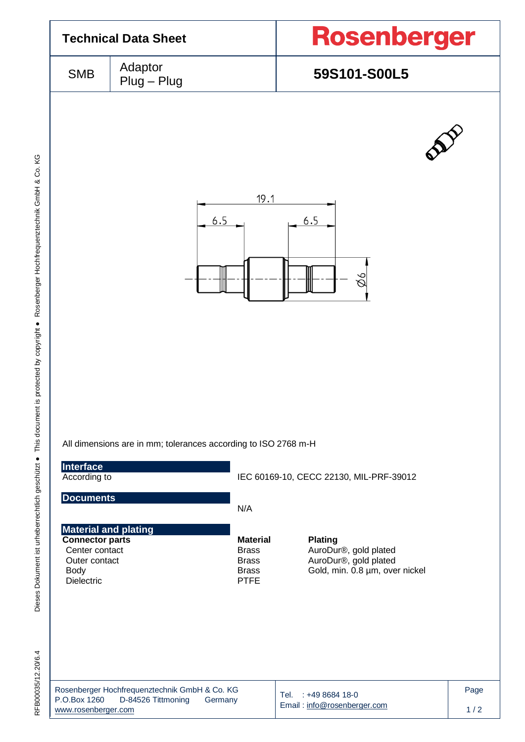# Technical Data Sheet

**Rosenberger**

| SMB | Adaptor Plug – Plug | **59S101-S00L5** |
|---|---|---|

All dimensions are in mm; tolerances according to ISO 2768 m-H

## Interface

| | |
|---|---|
| According to | IEC 60169-10, CECC 22130, MIL-PRF-39012 |

## Documents

N/A

## Material and plating

| **Connector parts** | **Material** | **Plating** |
|---|---|---|
| Center contact | Brass | AuroDur®, gold plated |
| Outer contact | Brass | AuroDur®, gold plated |
| Body | Brass | Gold, min. 0.8 µm, over nickel |
| Dielectric | PTFE | |

Rosenberger Hochfrequenztechnik GmbH & Co. KG
P.O.Box 1260 D-84526 Tittmoning Germany
www.rosenberger.com

Tel. : +49 8684 18-0
Email : info@rosenberger.com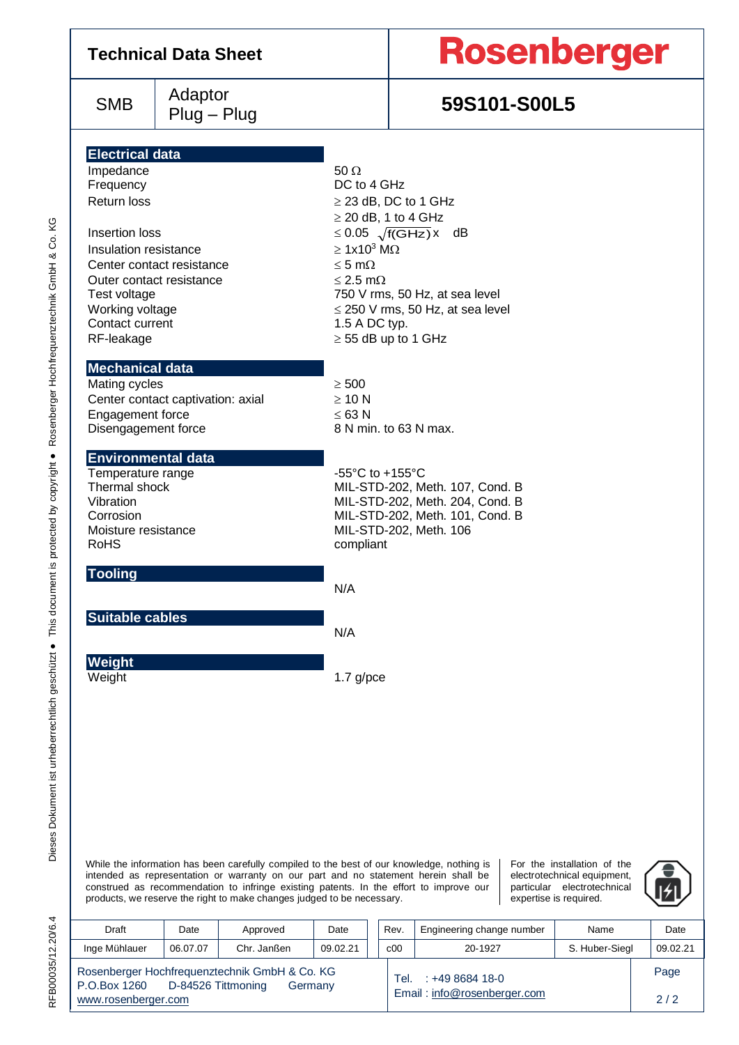# Technical Data Sheet

**Rosenberger**

| | | |
|---|---|---|
| SMB | Adaptor Plug – Plug | **59S101-S00L5** |

## Electrical data

| | |
|---|---|
| Impedance | 50 Ω |
| Frequency | DC to 4 GHz |
| Return loss | ≥ 23 dB, DC to 1 GHz<br>≥ 20 dB, 1 to 4 GHz |
| Insertion loss | ≤ 0.05 $\sqrt{f(GHz)}$ x dB |
| Insulation resistance | ≥ 1x10$^3$ MΩ |
| Center contact resistance | ≤ 5 mΩ |
| Outer contact resistance | ≤ 2.5 mΩ |
| Test voltage | 750 V rms, 50 Hz, at sea level |
| Working voltage | ≤ 250 V rms, 50 Hz, at sea level |
| Contact current | 1.5 A DC typ. |
| RF-leakage | ≥ 55 dB up to 1 GHz |

## Mechanical data

| | |
|---|---|
| Mating cycles | ≥ 500 |
| Center contact captivation: axial | ≥ 10 N |
| Engagement force | ≤ 63 N |
| Disengagement force | 8 N min. to 63 N max. |

## Environmental data

| | |
|---|---|
| Temperature range | -55°C to +155°C |
| Thermal shock | MIL-STD-202, Meth. 107, Cond. B |
| Vibration | MIL-STD-202, Meth. 204, Cond. B |
| Corrosion | MIL-STD-202, Meth. 101, Cond. B |
| Moisture resistance | MIL-STD-202, Meth. 106 |
| RoHS | compliant |

## Tooling

N/A

## Suitable cables

N/A

## Weight

| | |
|---|---|
| Weight | 1.7 g/pce |

While the information has been carefully compiled to the best of our knowledge, nothing is intended as representation or warranty on our part and no statement herein shall be construed as recommendation to infringe existing patents. In the effort to improve our products, we reserve the right to make changes judged to be necessary.

For the installation of the electrotechnical equipment, particular electrotechnical expertise is required.

| Draft | Date | Approved | Date | Rev. | Engineering change number | Name | Date |
|---|---|---|---|---|---|---|---|
| Inge Mühlauer | 06.07.07 | Chr. Janßen | 09.02.21 | c00 | 20-1927 | S. Huber-Siegl | 09.02.21 |

Rosenberger Hochfrequenztechnik GmbH & Co. KG
P.O.Box 1260 D-84526 Tittmoning Germany
www.rosenberger.com

Tel. : +49 8684 18-0
Email : info@rosenberger.com

RFB00035/12.20/6.4

Dieses Dokument ist urheberrechtlich geschützt ● This document is protected by copyright ● Rosenberger Hochfrequenztechnik GmbH & Co. KG